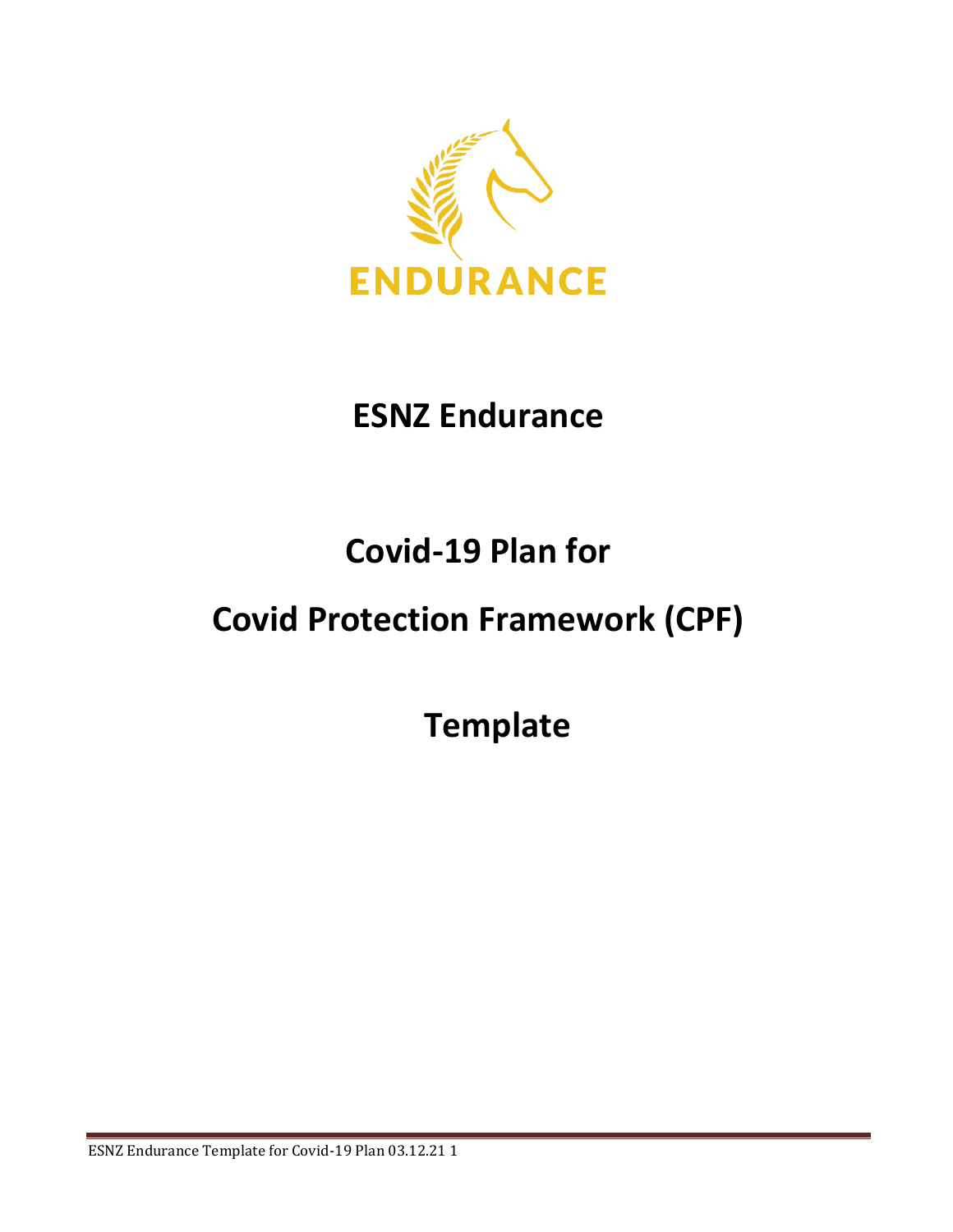ENDURANCE

# ESNZ Endurance

# Covid-19 Plan for

# Covid Protection Framework (CPF)

# Template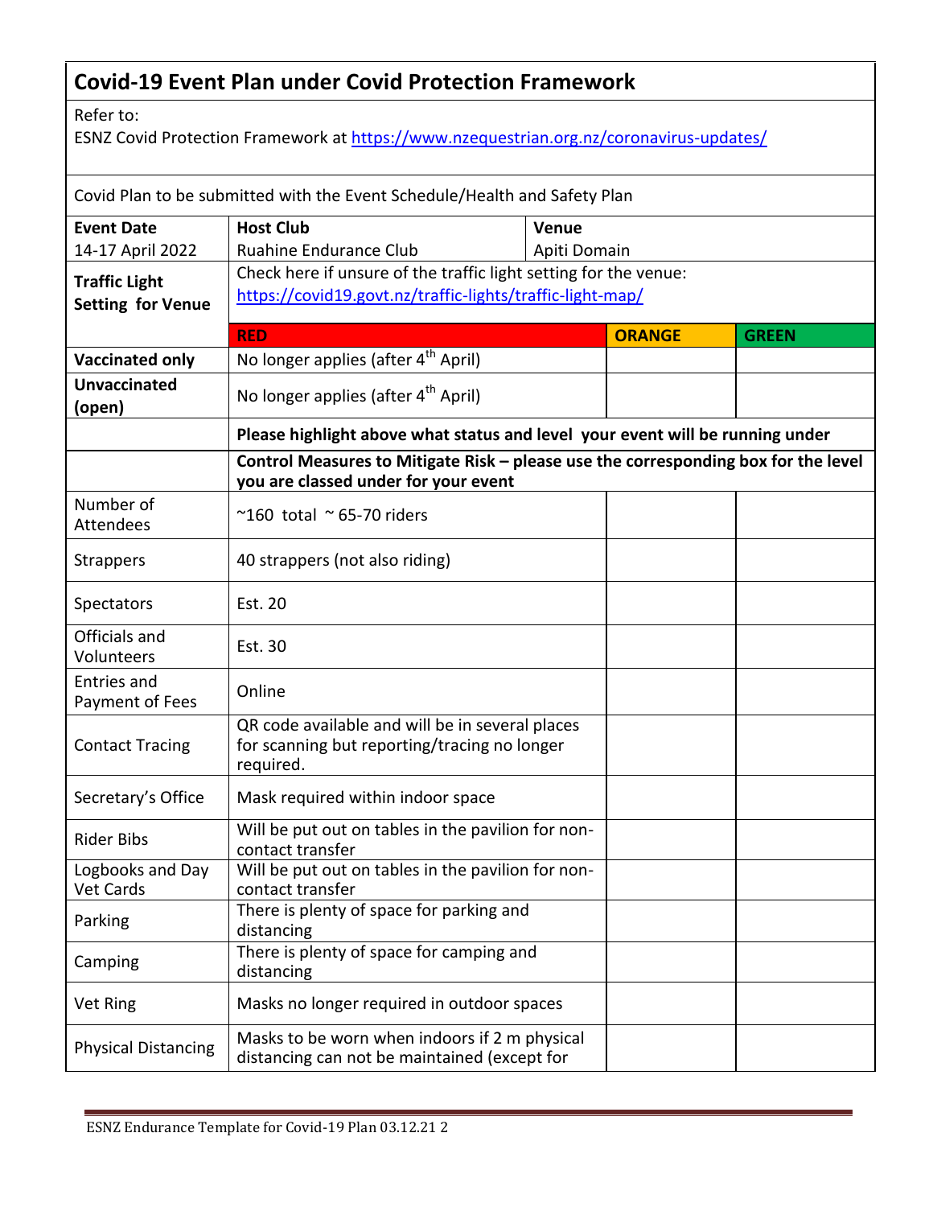## Covid-19 Event Plan under Covid Protection Framework

Refer to:
ESNZ Covid Protection Framework at https://www.nzequestrian.org.nz/coronavirus-updates/

Covid Plan to be submitted with the Event Schedule/Health and Safety Plan

| **Event Date** 14-17 April 2022 | **Host Club** Ruahine Endurance Club | **Venue** Apiti Domain | |
|---|---|---|---|
| **Traffic Light Setting for Venue** | Check here if unsure of the traffic light setting for the venue: https://covid19.govt.nz/traffic-lights/traffic-light-map/ | | |
| | **RED** | **ORANGE** | **GREEN** |
| **Vaccinated only** | No longer applies (after 4th April) | | |
| **Unvaccinated (open)** | No longer applies (after 4th April) | | |
| | **Please highlight above what status and level your event will be running under** | | |
| | **Control Measures to Mitigate Risk – please use the corresponding box for the level you are classed under for your event** | | |
| Number of Attendees | ~160 total ~ 65-70 riders | | |
| Strappers | 40 strappers (not also riding) | | |
| Spectators | Est. 20 | | |
| Officials and Volunteers | Est. 30 | | |
| Entries and Payment of Fees | Online | | |
| Contact Tracing | QR code available and will be in several places for scanning but reporting/tracing no longer required. | | |
| Secretary's Office | Mask required within indoor space | | |
| Rider Bibs | Will be put out on tables in the pavilion for non-contact transfer | | |
| Logbooks and Day Vet Cards | Will be put out on tables in the pavilion for non-contact transfer | | |
| Parking | There is plenty of space for parking and distancing | | |
| Camping | There is plenty of space for camping and distancing | | |
| Vet Ring | Masks no longer required in outdoor spaces | | |
| Physical Distancing | Masks to be worn when indoors if 2 m physical distancing can not be maintained (except for | | |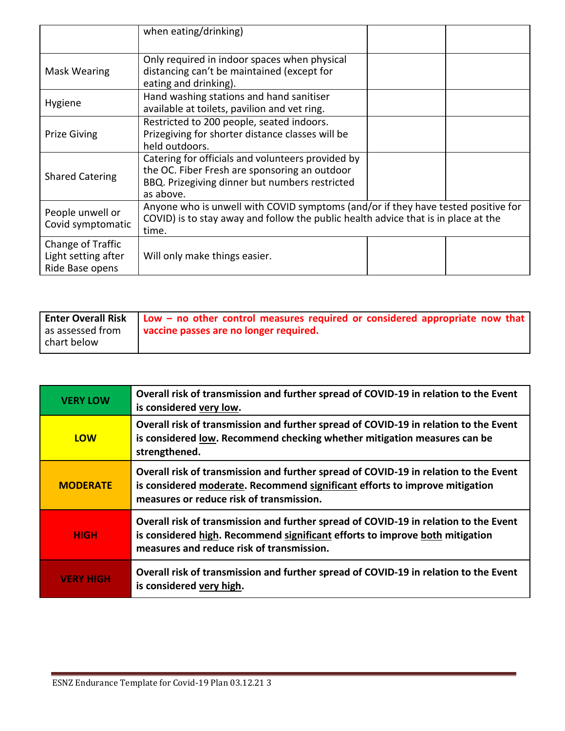| | | | |
|---|---|---|---|
| | when eating/drinking) | | |
| Mask Wearing | Only required in indoor spaces when physical distancing can't be maintained (except for eating and drinking). | | |
| Hygiene | Hand washing stations and hand sanitiser available at toilets, pavilion and vet ring. | | |
| Prize Giving | Restricted to 200 people, seated indoors. Prizegiving for shorter distance classes will be held outdoors. | | |
| Shared Catering | Catering for officials and volunteers provided by the OC. Fiber Fresh are sponsoring an outdoor BBQ. Prizegiving dinner but numbers restricted as above. | | |
| People unwell or Covid symptomatic | Anyone who is unwell with COVID symptoms (and/or if they have tested positive for COVID) is to stay away and follow the public health advice that is in place at the time. | | |
| Change of Traffic Light setting after Ride Base opens | Will only make things easier. | | |

| | |
|---|---|
| **Enter Overall Risk** as assessed from chart below | **Low – no other control measures required or considered appropriate now that vaccine passes are no longer required.** |

| | |
|---|---|
| **VERY LOW** | **Overall risk of transmission and further spread of COVID-19 in relation to the Event is considered very low.** |
| **LOW** | **Overall risk of transmission and further spread of COVID-19 in relation to the Event is considered low. Recommend checking whether mitigation measures can be strengthened.** |
| **MODERATE** | **Overall risk of transmission and further spread of COVID-19 in relation to the Event is considered moderate. Recommend significant efforts to improve mitigation measures or reduce risk of transmission.** |
| **HIGH** | **Overall risk of transmission and further spread of COVID-19 in relation to the Event is considered high. Recommend significant efforts to improve both mitigation measures and reduce risk of transmission.** |
| **VERY HIGH** | **Overall risk of transmission and further spread of COVID-19 in relation to the Event is considered very high.** |